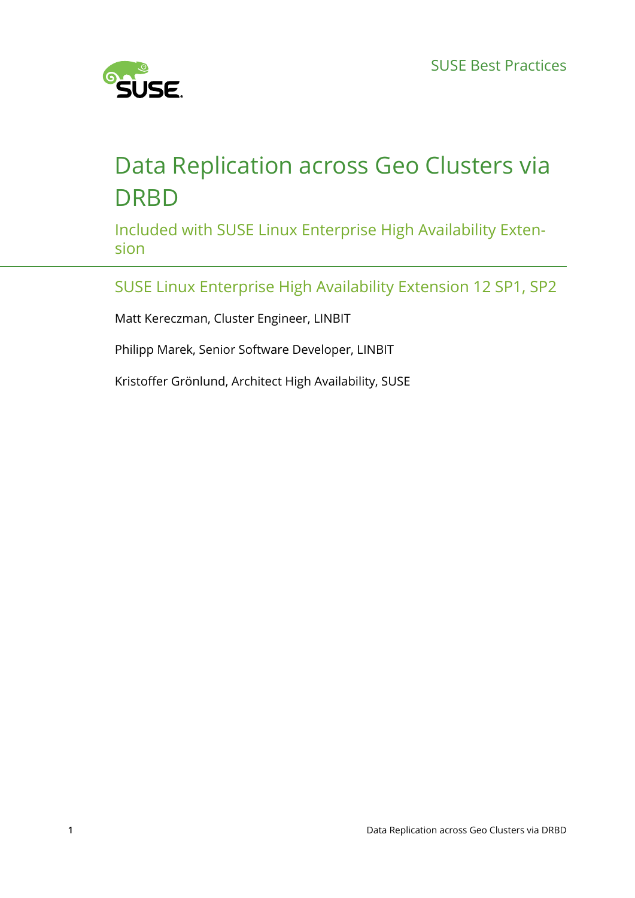SUSE Best Practices

# Data Replication across Geo Clusters via DRBD

## Included with SUSE Linux Enterprise High Availability Extension

### SUSE Linux Enterprise High Availability Extension 12 SP1, SP2

Matt Kereczman, Cluster Engineer, LINBIT

Philipp Marek, Senior Software Developer, LINBIT

Kristoffer Grönlund, Architect High Availability, SUSE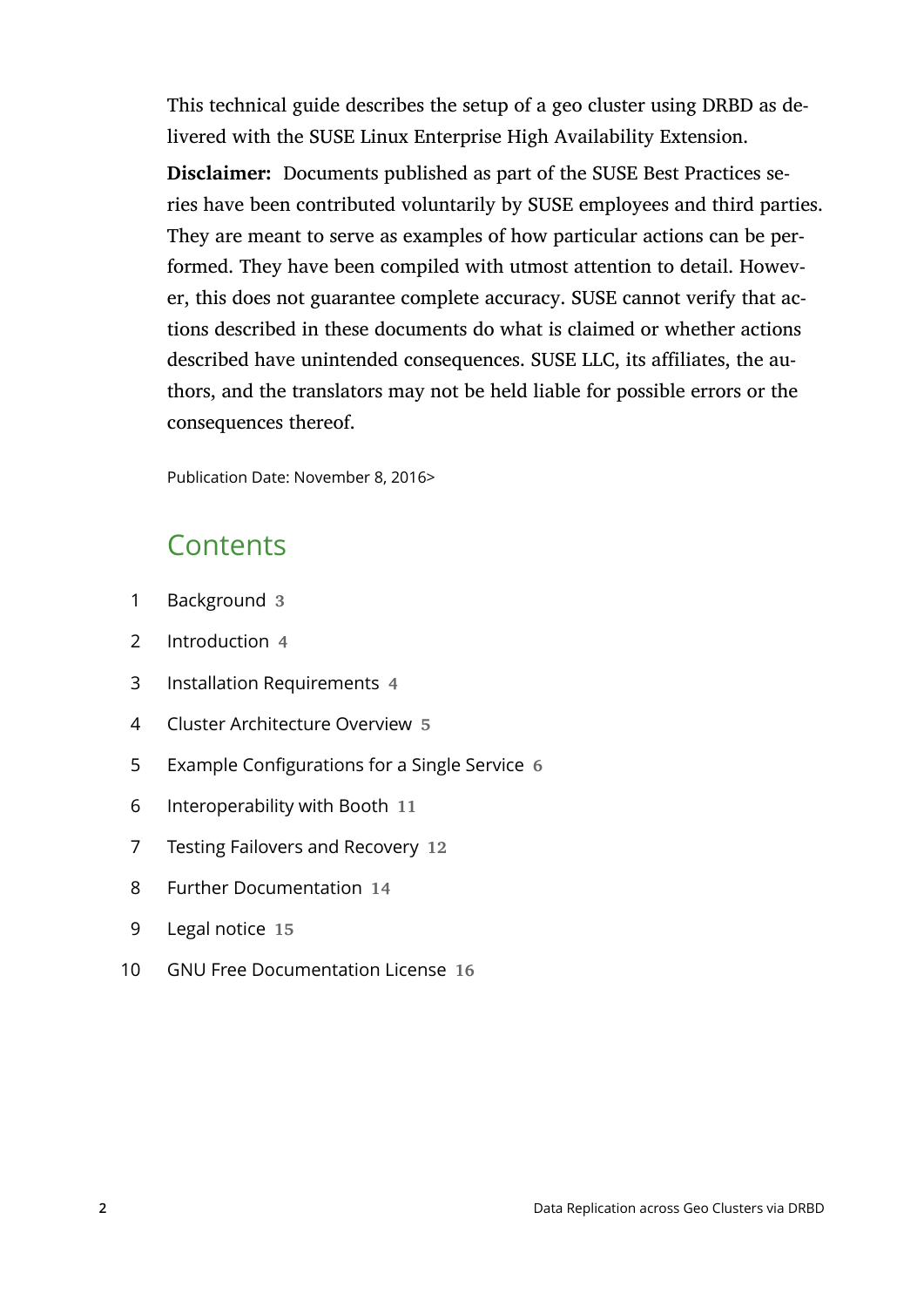This technical guide describes the setup of a geo cluster using DRBD as delivered with the SUSE Linux Enterprise High Availability Extension.

**Disclaimer:** Documents published as part of the SUSE Best Practices series have been contributed voluntarily by SUSE employees and third parties. They are meant to serve as examples of how particular actions can be performed. They have been compiled with utmost attention to detail. However, this does not guarantee complete accuracy. SUSE cannot verify that actions described in these documents do what is claimed or whether actions described have unintended consequences. SUSE LLC, its affiliates, the authors, and the translators may not be held liable for possible errors or the consequences thereof.

Publication Date: November 8, 2016>

## Contents

1 Background 3

2 Introduction 4

3 Installation Requirements 4

4 Cluster Architecture Overview 5

5 Example Configurations for a Single Service 6

6 Interoperability with Booth 11

7 Testing Failovers and Recovery 12

8 Further Documentation 14

9 Legal notice 15

10 GNU Free Documentation License 16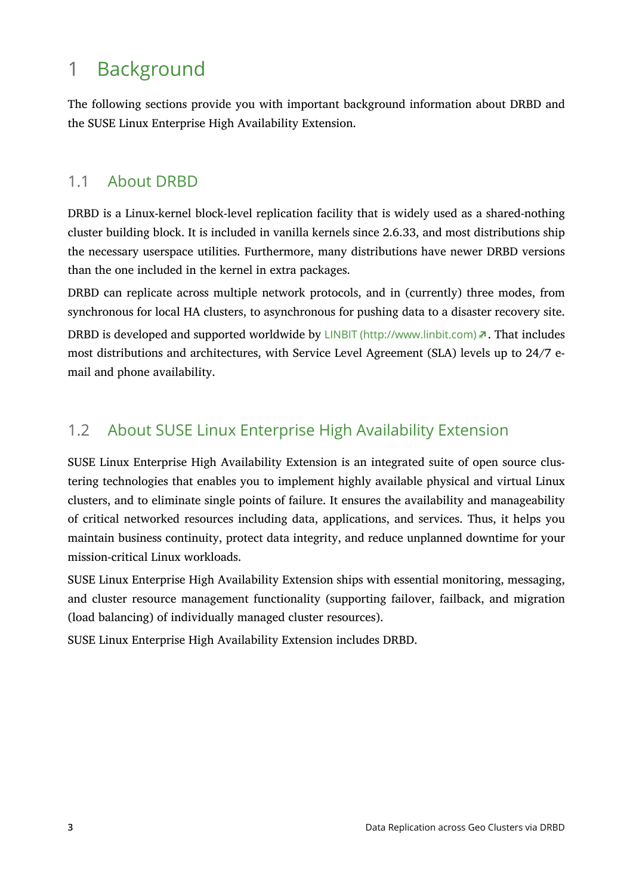# 1 Background

The following sections provide you with important background information about DRBD and the SUSE Linux Enterprise High Availability Extension.

## 1.1 About DRBD

DRBD is a Linux-kernel block-level replication facility that is widely used as a shared-nothing cluster building block. It is included in vanilla kernels since 2.6.33, and most distributions ship the necessary userspace utilities. Furthermore, many distributions have newer DRBD versions than the one included in the kernel in extra packages.

DRBD can replicate across multiple network protocols, and in (currently) three modes, from synchronous for local HA clusters, to asynchronous for pushing data to a disaster recovery site.

DRBD is developed and supported worldwide by LINBIT (http://www.linbit.com). That includes most distributions and architectures, with Service Level Agreement (SLA) levels up to 24/7 e-mail and phone availability.

## 1.2 About SUSE Linux Enterprise High Availability Extension

SUSE Linux Enterprise High Availability Extension is an integrated suite of open source clustering technologies that enables you to implement highly available physical and virtual Linux clusters, and to eliminate single points of failure. It ensures the availability and manageability of critical networked resources including data, applications, and services. Thus, it helps you maintain business continuity, protect data integrity, and reduce unplanned downtime for your mission-critical Linux workloads.

SUSE Linux Enterprise High Availability Extension ships with essential monitoring, messaging, and cluster resource management functionality (supporting failover, failback, and migration (load balancing) of individually managed cluster resources).

SUSE Linux Enterprise High Availability Extension includes DRBD.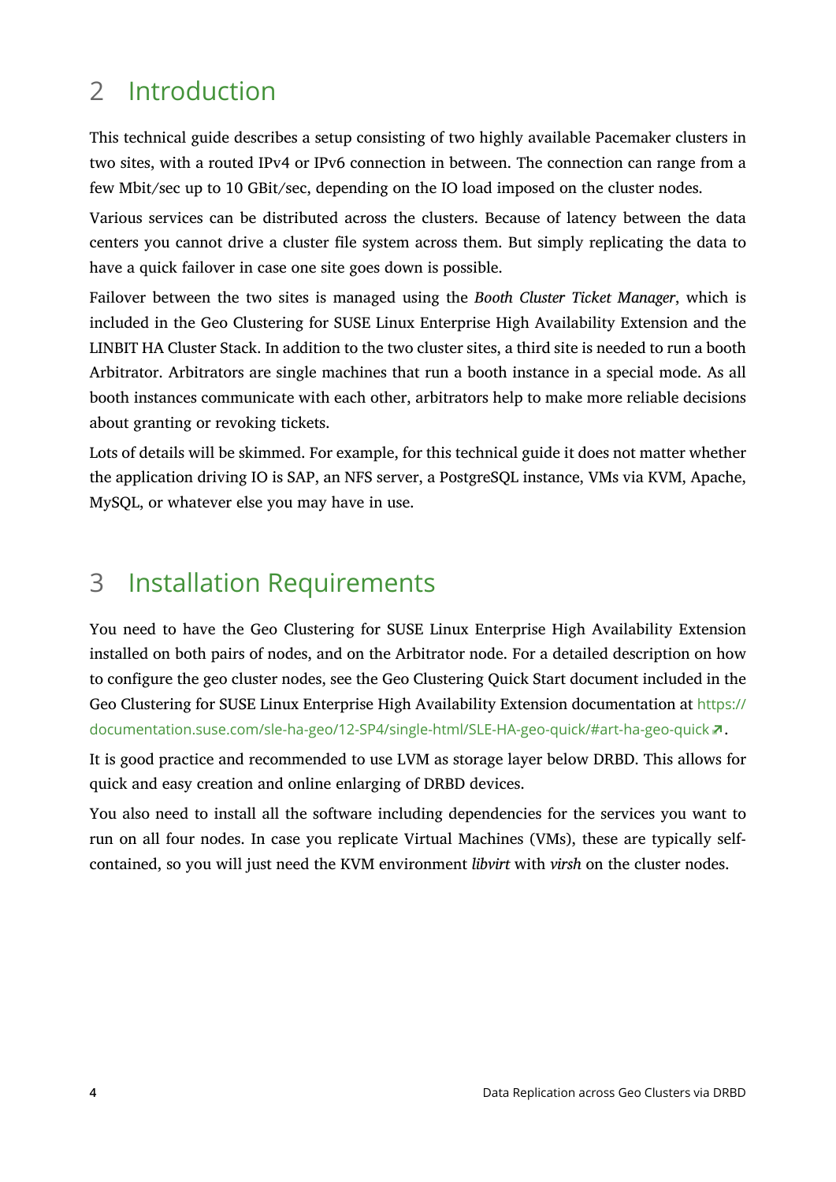# 2 Introduction

This technical guide describes a setup consisting of two highly available Pacemaker clusters in two sites, with a routed IPv4 or IPv6 connection in between. The connection can range from a few Mbit/sec up to 10 GBit/sec, depending on the IO load imposed on the cluster nodes.

Various services can be distributed across the clusters. Because of latency between the data centers you cannot drive a cluster file system across them. But simply replicating the data to have a quick failover in case one site goes down is possible.

Failover between the two sites is managed using the *Booth Cluster Ticket Manager*, which is included in the Geo Clustering for SUSE Linux Enterprise High Availability Extension and the LINBIT HA Cluster Stack. In addition to the two cluster sites, a third site is needed to run a booth Arbitrator. Arbitrators are single machines that run a booth instance in a special mode. As all booth instances communicate with each other, arbitrators help to make more reliable decisions about granting or revoking tickets.

Lots of details will be skimmed. For example, for this technical guide it does not matter whether the application driving IO is SAP, an NFS server, a PostgreSQL instance, VMs via KVM, Apache, MySQL, or whatever else you may have in use.

# 3 Installation Requirements

You need to have the Geo Clustering for SUSE Linux Enterprise High Availability Extension installed on both pairs of nodes, and on the Arbitrator node. For a detailed description on how to configure the geo cluster nodes, see the Geo Clustering Quick Start document included in the Geo Clustering for SUSE Linux Enterprise High Availability Extension documentation at https://documentation.suse.com/sle-ha-geo/12-SP4/single-html/SLE-HA-geo-quick/#art-ha-geo-quick.

It is good practice and recommended to use LVM as storage layer below DRBD. This allows for quick and easy creation and online enlarging of DRBD devices.

You also need to install all the software including dependencies for the services you want to run on all four nodes. In case you replicate Virtual Machines (VMs), these are typically self-contained, so you will just need the KVM environment *libvirt* with *virsh* on the cluster nodes.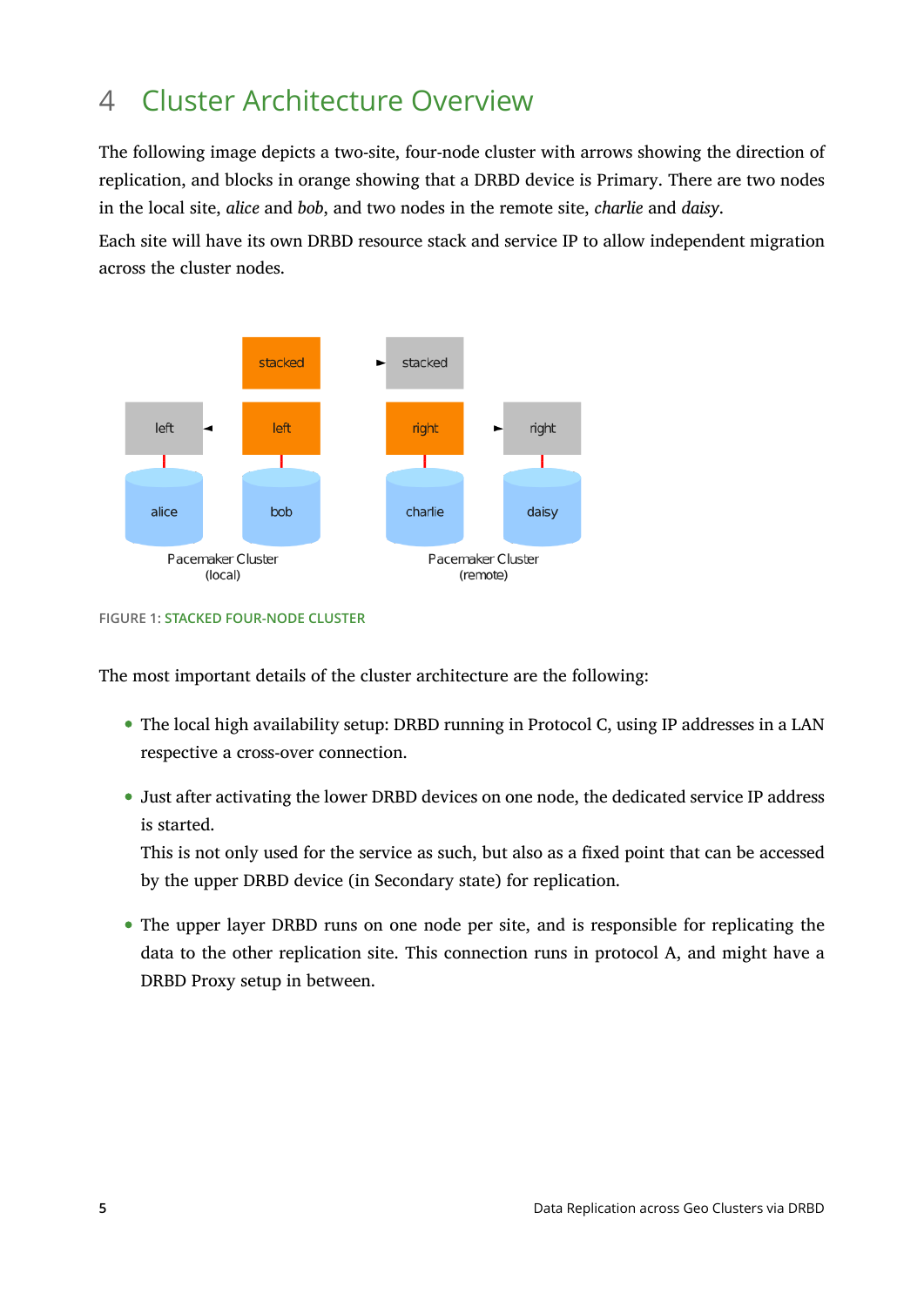# 4 Cluster Architecture Overview

The following image depicts a two-site, four-node cluster with arrows showing the direction of replication, and blocks in orange showing that a DRBD device is Primary. There are two nodes in the local site, *alice* and *bob*, and two nodes in the remote site, *charlie* and *daisy*.

Each site will have its own DRBD resource stack and service IP to allow independent migration across the cluster nodes.

FIGURE 1: STACKED FOUR-NODE CLUSTER

The most important details of the cluster architecture are the following:

- The local high availability setup: DRBD running in Protocol C, using IP addresses in a LAN respective a cross-over connection.
- Just after activating the lower DRBD devices on one node, the dedicated service IP address is started.
  This is not only used for the service as such, but also as a fixed point that can be accessed by the upper DRBD device (in Secondary state) for replication.
- The upper layer DRBD runs on one node per site, and is responsible for replicating the data to the other replication site. This connection runs in protocol A, and might have a DRBD Proxy setup in between.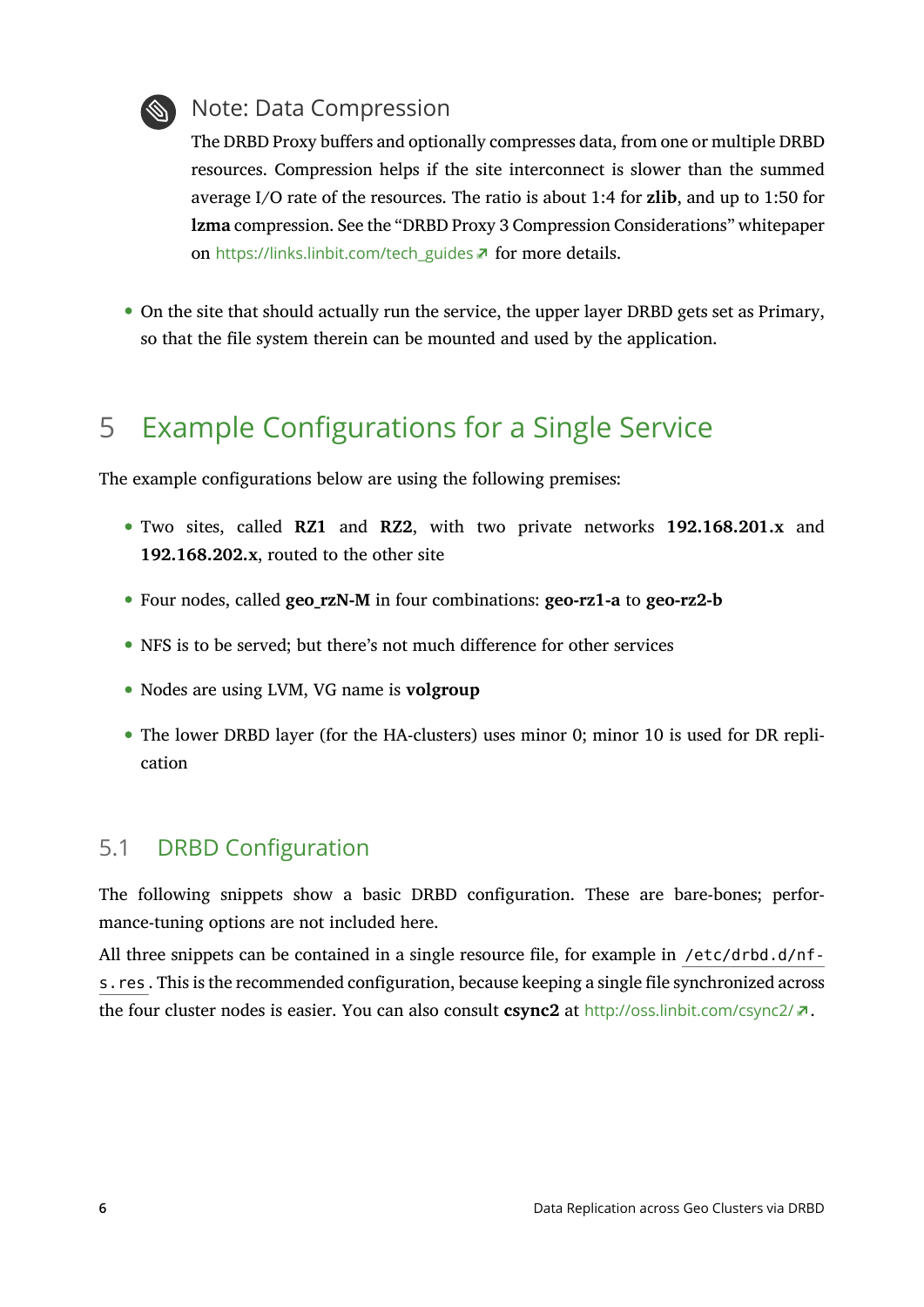> **Note: Data Compression**
>
> The DRBD Proxy buffers and optionally compresses data, from one or multiple DRBD resources. Compression helps if the site interconnect is slower than the summed average I/O rate of the resources. The ratio is about 1:4 for **zlib**, and up to 1:50 for **lzma** compression. See the “DRBD Proxy 3 Compression Considerations” whitepaper on https://links.linbit.com/tech_guides for more details.

- On the site that should actually run the service, the upper layer DRBD gets set as Primary, so that the file system therein can be mounted and used by the application.

# 5 Example Configurations for a Single Service

The example configurations below are using the following premises:

- Two sites, called **RZ1** and **RZ2**, with two private networks **192.168.201.x** and **192.168.202.x**, routed to the other site
- Four nodes, called **geo_rzN-M** in four combinations: **geo-rz1-a** to **geo-rz2-b**
- NFS is to be served; but there’s not much difference for other services
- Nodes are using LVM, VG name is **volgroup**
- The lower DRBD layer (for the HA-clusters) uses minor 0; minor 10 is used for DR replication

## 5.1 DRBD Configuration

The following snippets show a basic DRBD configuration. These are bare-bones; performance-tuning options are not included here.

All three snippets can be contained in a single resource file, for example in `/etc/drbd.d/nfs.res`. This is the recommended configuration, because keeping a single file synchronized across the four cluster nodes is easier. You can also consult **csync2** at http://oss.linbit.com/csync2/.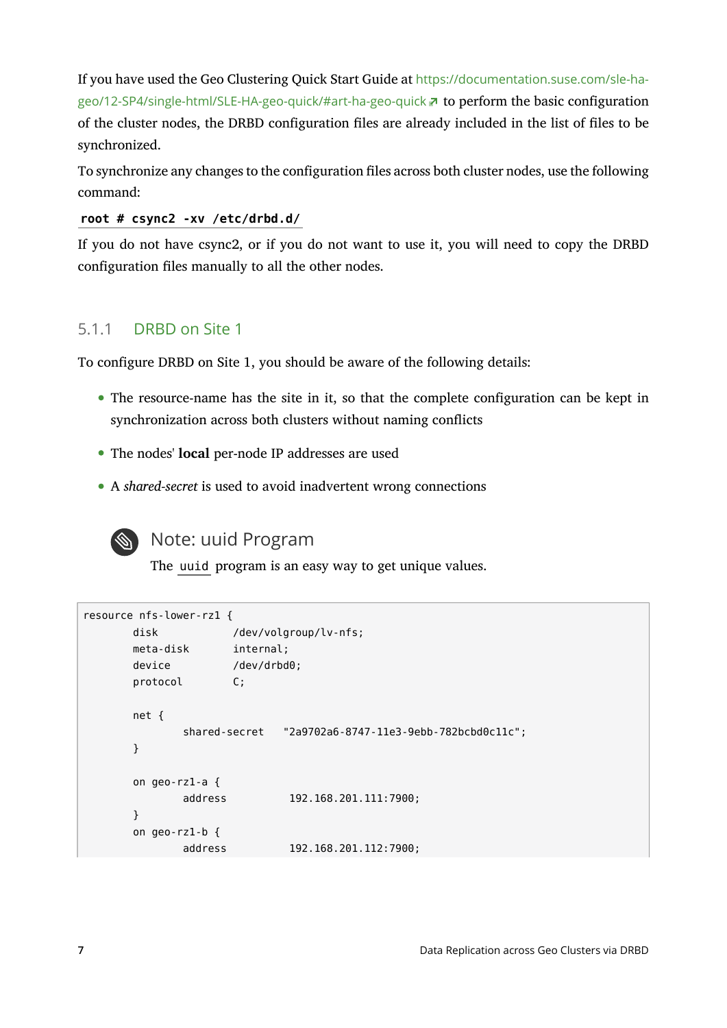If you have used the Geo Clustering Quick Start Guide at https://documentation.suse.com/sle-ha-geo/12-SP4/single-html/SLE-HA-geo-quick/#art-ha-geo-quick to perform the basic configuration of the cluster nodes, the DRBD configuration files are already included in the list of files to be synchronized.

To synchronize any changes to the configuration files across both cluster nodes, use the following command:

```
root # csync2 -xv /etc/drbd.d/
```

If you do not have csync2, or if you do not want to use it, you will need to copy the DRBD configuration files manually to all the other nodes.

### 5.1.1 DRBD on Site 1

To configure DRBD on Site 1, you should be aware of the following details:

- The resource-name has the site in it, so that the complete configuration can be kept in synchronization across both clusters without naming conflicts
- The nodes' **local** per-node IP addresses are used
- A *shared-secret* is used to avoid inadvertent wrong connections

> **Note: uuid Program**
>
> The `uuid` program is an easy way to get unique values.

```
resource nfs-lower-rz1 {
        disk            /dev/volgroup/lv-nfs;
        meta-disk       internal;
        device          /dev/drbd0;
        protocol        C;

        net {
                shared-secret   "2a9702a6-8747-11e3-9ebb-782bcbd0c11c";
        }

        on geo-rz1-a {
                address          192.168.201.111:7900;
        }
        on geo-rz1-b {
                address          192.168.201.112:7900;
```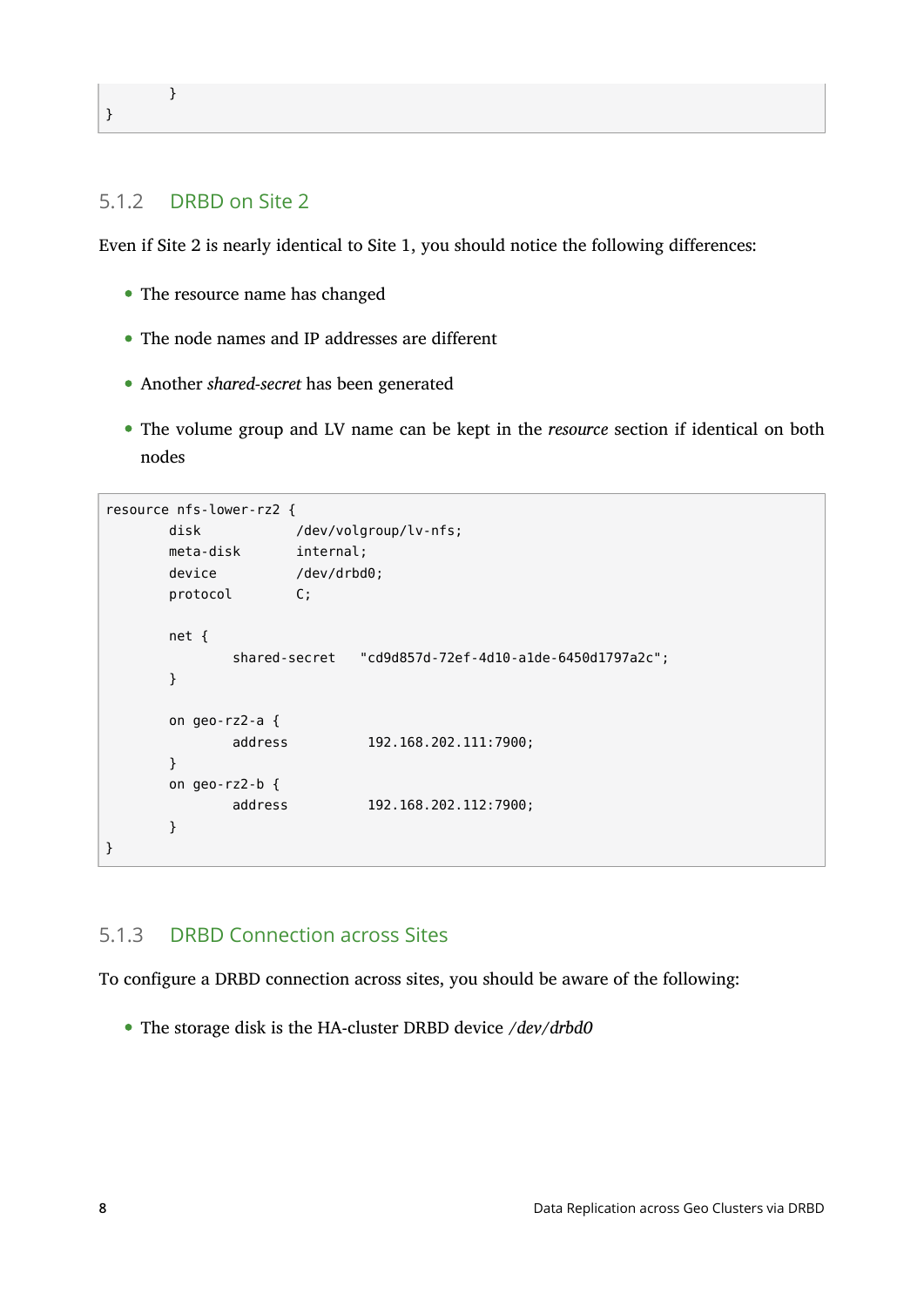```
        }
}
```

### 5.1.2 DRBD on Site 2

Even if Site 2 is nearly identical to Site 1, you should notice the following differences:

- The resource name has changed
- The node names and IP addresses are different
- Another *shared-secret* has been generated
- The volume group and LV name can be kept in the *resource* section if identical on both nodes

```
resource nfs-lower-rz2 {
        disk            /dev/volgroup/lv-nfs;
        meta-disk       internal;
        device          /dev/drbd0;
        protocol        C;

        net {
                shared-secret   "cd9d857d-72ef-4d10-a1de-6450d1797a2c";
        }

        on geo-rz2-a {
                address         192.168.202.111:7900;
        }
        on geo-rz2-b {
                address         192.168.202.112:7900;
        }
}
```

### 5.1.3 DRBD Connection across Sites

To configure a DRBD connection across sites, you should be aware of the following:

- The storage disk is the HA-cluster DRBD device */dev/drbd0*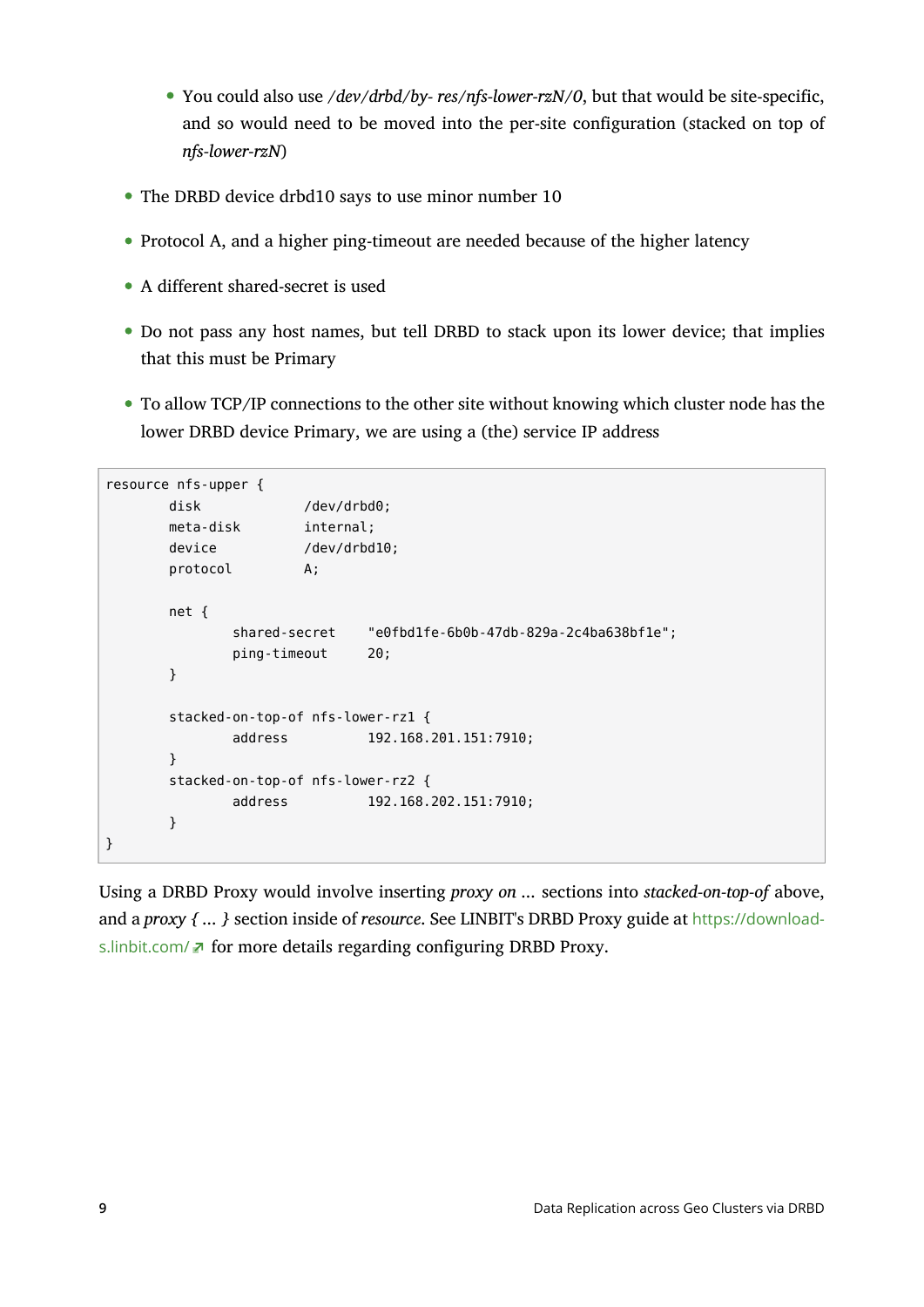- You could also use */dev/drbd/by- res/nfs-lower-rzN/0*, but that would be site-specific, and so would need to be moved into the per-site configuration (stacked on top of *nfs-lower-rzN*)

- The DRBD device drbd10 says to use minor number 10
- Protocol A, and a higher ping-timeout are needed because of the higher latency
- A different shared-secret is used
- Do not pass any host names, but tell DRBD to stack upon its lower device; that implies that this must be Primary
- To allow TCP/IP connections to the other site without knowing which cluster node has the lower DRBD device Primary, we are using a (the) service IP address

```
resource nfs-upper {
        disk            /dev/drbd0;
        meta-disk       internal;
        device          /dev/drbd10;
        protocol        A;

        net {
                shared-secret    "e0fbd1fe-6b0b-47db-829a-2c4ba638bf1e";
                ping-timeout     20;
        }

        stacked-on-top-of nfs-lower-rz1 {
                address         192.168.201.151:7910;
        }
        stacked-on-top-of nfs-lower-rz2 {
                address         192.168.202.151:7910;
        }
}
```

Using a DRBD Proxy would involve inserting *proxy on ...* sections into *stacked-on-top-of* above, and a *proxy { ... }* section inside of *resource*. See LINBIT's DRBD Proxy guide at https://downloads.linbit.com/ for more details regarding configuring DRBD Proxy.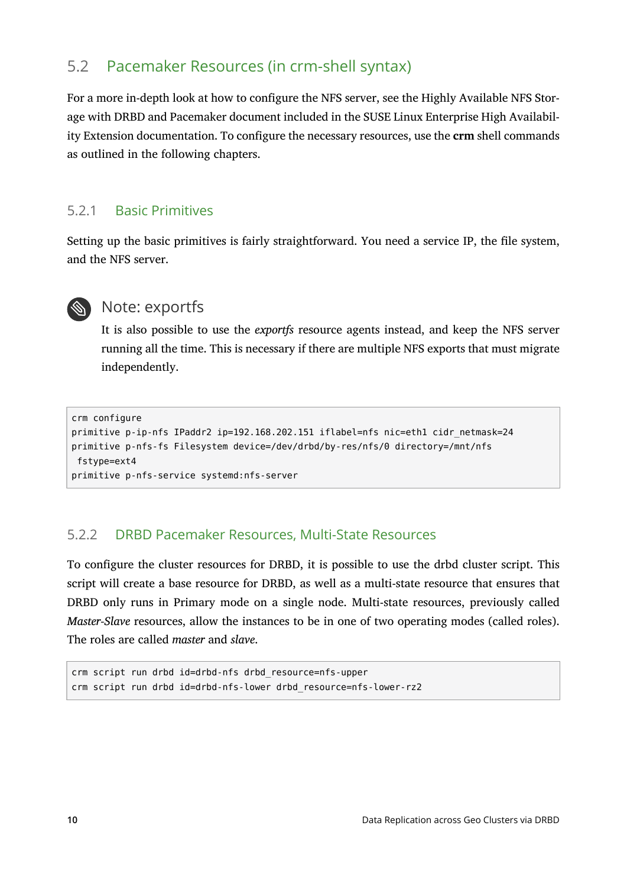## 5.2 Pacemaker Resources (in crm-shell syntax)

For a more in-depth look at how to configure the NFS server, see the Highly Available NFS Storage with DRBD and Pacemaker document included in the SUSE Linux Enterprise High Availability Extension documentation. To configure the necessary resources, use the **crm** shell commands as outlined in the following chapters.

### 5.2.1 Basic Primitives

Setting up the basic primitives is fairly straightforward. You need a service IP, the file system, and the NFS server.

> **Note: exportfs**
>
> It is also possible to use the *exportfs* resource agents instead, and keep the NFS server running all the time. This is necessary if there are multiple NFS exports that must migrate independently.

```
crm configure
primitive p-ip-nfs IPaddr2 ip=192.168.202.151 iflabel=nfs nic=eth1 cidr_netmask=24
primitive p-nfs-fs Filesystem device=/dev/drbd/by-res/nfs/0 directory=/mnt/nfs
 fstype=ext4
primitive p-nfs-service systemd:nfs-server
```

### 5.2.2 DRBD Pacemaker Resources, Multi-State Resources

To configure the cluster resources for DRBD, it is possible to use the drbd cluster script. This script will create a base resource for DRBD, as well as a multi-state resource that ensures that DRBD only runs in Primary mode on a single node. Multi-state resources, previously called *Master-Slave* resources, allow the instances to be in one of two operating modes (called roles). The roles are called *master* and *slave*.

```
crm script run drbd id=drbd-nfs drbd_resource=nfs-upper
crm script run drbd id=drbd-nfs-lower drbd_resource=nfs-lower-rz2
```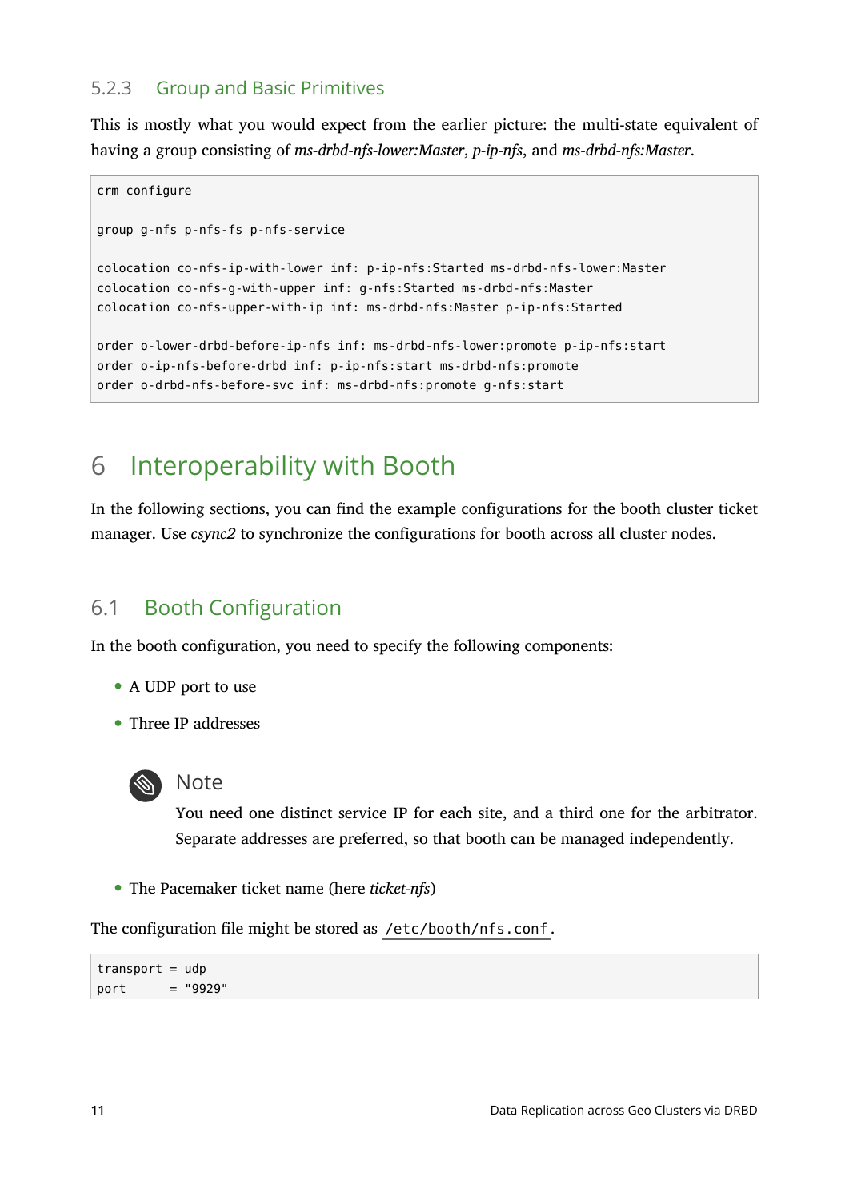### 5.2.3 Group and Basic Primitives

This is mostly what you would expect from the earlier picture: the multi-state equivalent of having a group consisting of *ms-drbd-nfs-lower:Master*, *p-ip-nfs*, and *ms-drbd-nfs:Master*.

```
crm configure

group g-nfs p-nfs-fs p-nfs-service

colocation co-nfs-ip-with-lower inf: p-ip-nfs:Started ms-drbd-nfs-lower:Master
colocation co-nfs-g-with-upper inf: g-nfs:Started ms-drbd-nfs:Master
colocation co-nfs-upper-with-ip inf: ms-drbd-nfs:Master p-ip-nfs:Started

order o-lower-drbd-before-ip-nfs inf: ms-drbd-nfs-lower:promote p-ip-nfs:start
order o-ip-nfs-before-drbd inf: p-ip-nfs:start ms-drbd-nfs:promote
order o-drbd-nfs-before-svc inf: ms-drbd-nfs:promote g-nfs:start
```

# 6 Interoperability with Booth

In the following sections, you can find the example configurations for the booth cluster ticket manager. Use *csync2* to synchronize the configurations for booth across all cluster nodes.

## 6.1 Booth Configuration

In the booth configuration, you need to specify the following components:

- A UDP port to use
- Three IP addresses

> **Note**
>
> You need one distinct service IP for each site, and a third one for the arbitrator. Separate addresses are preferred, so that booth can be managed independently.

- The Pacemaker ticket name (here *ticket-nfs*)

The configuration file might be stored as `/etc/booth/nfs.conf`.

```
transport = udp
port      = "9929"
```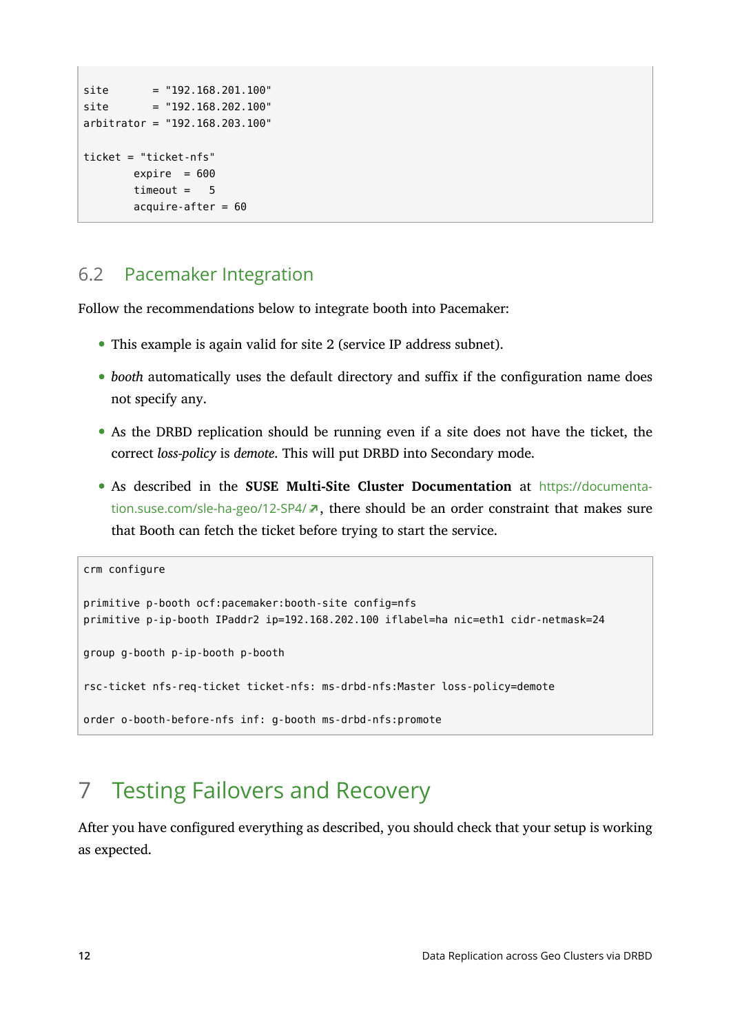```
site       = "192.168.201.100"
site       = "192.168.202.100"
arbitrator = "192.168.203.100"

ticket = "ticket-nfs"
        expire  = 600
        timeout =   5
        acquire-after = 60
```

## 6.2 Pacemaker Integration

Follow the recommendations below to integrate booth into Pacemaker:

- This example is again valid for site 2 (service IP address subnet).
- *booth* automatically uses the default directory and suffix if the configuration name does not specify any.
- As the DRBD replication should be running even if a site does not have the ticket, the correct *loss-policy* is *demote*. This will put DRBD into Secondary mode.
- As described in the **SUSE Multi-Site Cluster Documentation** at https://documentation.suse.com/sle-ha-geo/12-SP4/, there should be an order constraint that makes sure that Booth can fetch the ticket before trying to start the service.

```
crm configure

primitive p-booth ocf:pacemaker:booth-site config=nfs
primitive p-ip-booth IPaddr2 ip=192.168.202.100 iflabel=ha nic=eth1 cidr-netmask=24

group g-booth p-ip-booth p-booth

rsc-ticket nfs-req-ticket ticket-nfs: ms-drbd-nfs:Master loss-policy=demote

order o-booth-before-nfs inf: g-booth ms-drbd-nfs:promote
```

# 7 Testing Failovers and Recovery

After you have configured everything as described, you should check that your setup is working as expected.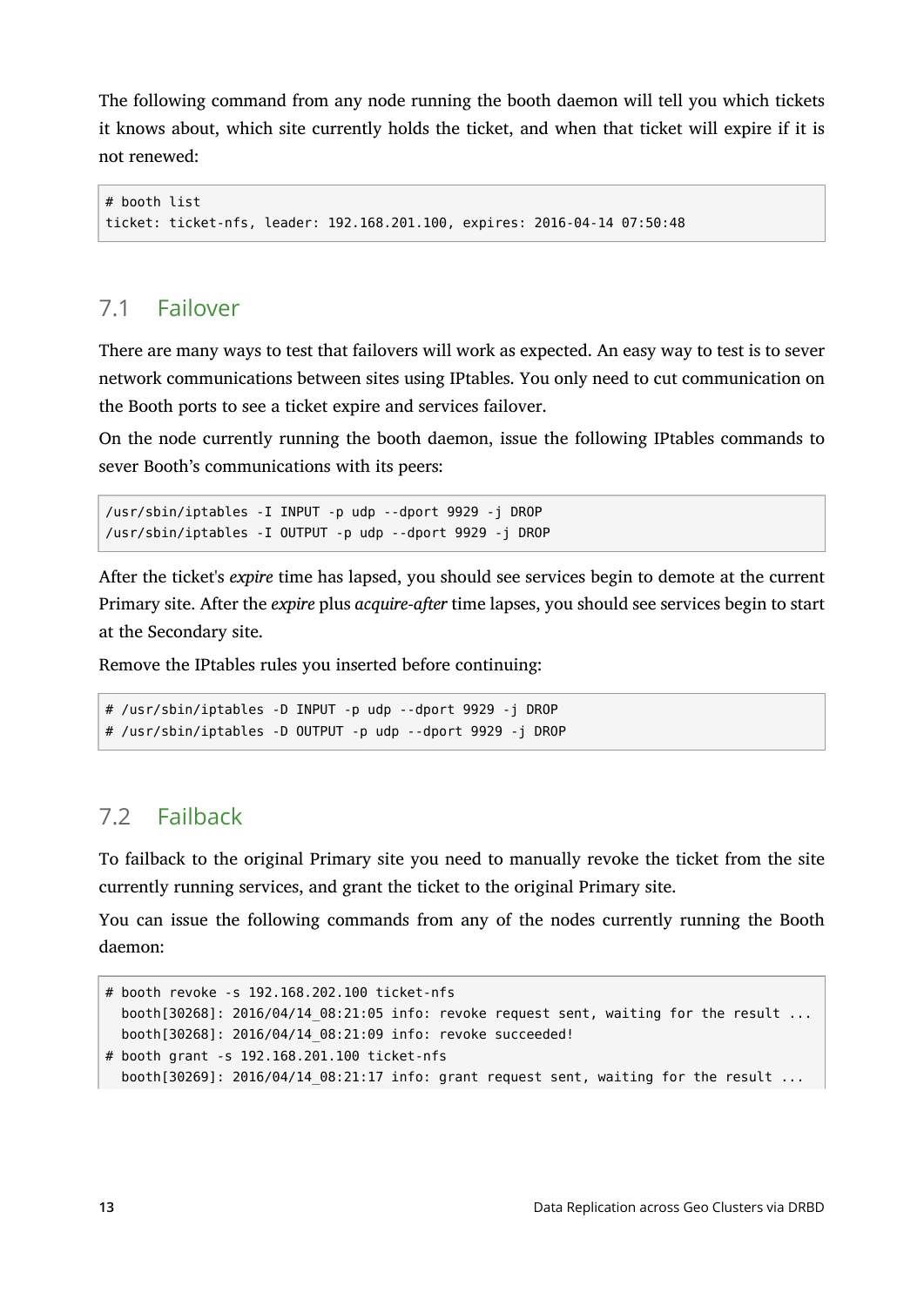The following command from any node running the booth daemon will tell you which tickets it knows about, which site currently holds the ticket, and when that ticket will expire if it is not renewed:

```
# booth list
ticket: ticket-nfs, leader: 192.168.201.100, expires: 2016-04-14 07:50:48
```

## 7.1 Failover

There are many ways to test that failovers will work as expected. An easy way to test is to sever network communications between sites using IPtables. You only need to cut communication on the Booth ports to see a ticket expire and services failover.

On the node currently running the booth daemon, issue the following IPtables commands to sever Booth's communications with its peers:

```
/usr/sbin/iptables -I INPUT -p udp --dport 9929 -j DROP
/usr/sbin/iptables -I OUTPUT -p udp --dport 9929 -j DROP
```

After the ticket's *expire* time has lapsed, you should see services begin to demote at the current Primary site. After the *expire* plus *acquire-after* time lapses, you should see services begin to start at the Secondary site.

Remove the IPtables rules you inserted before continuing:

```
# /usr/sbin/iptables -D INPUT -p udp --dport 9929 -j DROP
# /usr/sbin/iptables -D OUTPUT -p udp --dport 9929 -j DROP
```

## 7.2 Failback

To failback to the original Primary site you need to manually revoke the ticket from the site currently running services, and grant the ticket to the original Primary site.

You can issue the following commands from any of the nodes currently running the Booth daemon:

```
# booth revoke -s 192.168.202.100 ticket-nfs
  booth[30268]: 2016/04/14_08:21:05 info: revoke request sent, waiting for the result ...
  booth[30268]: 2016/04/14_08:21:09 info: revoke succeeded!
# booth grant -s 192.168.201.100 ticket-nfs
  booth[30269]: 2016/04/14_08:21:17 info: grant request sent, waiting for the result ...
```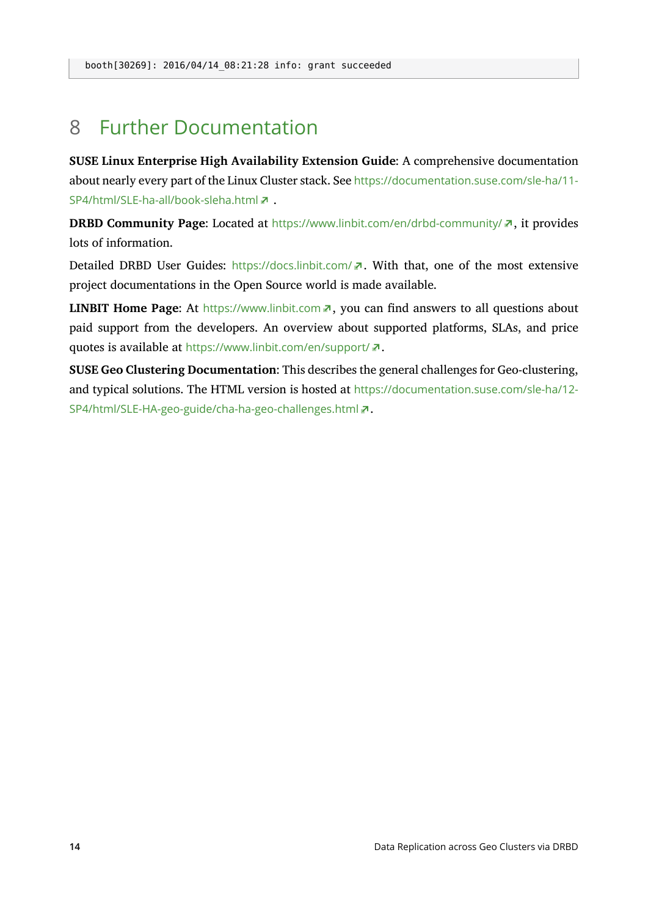```
booth[30269]: 2016/04/14_08:21:28 info: grant succeeded
```

# 8 Further Documentation

**SUSE Linux Enterprise High Availability Extension Guide**: A comprehensive documentation about nearly every part of the Linux Cluster stack. See https://documentation.suse.com/sle-ha/11-SP4/html/SLE-ha-all/book-sleha.html .

**DRBD Community Page**: Located at https://www.linbit.com/en/drbd-community/, it provides lots of information.

Detailed DRBD User Guides: https://docs.linbit.com/. With that, one of the most extensive project documentations in the Open Source world is made available.

**LINBIT Home Page**: At https://www.linbit.com, you can find answers to all questions about paid support from the developers. An overview about supported platforms, SLAs, and price quotes is available at https://www.linbit.com/en/support/.

**SUSE Geo Clustering Documentation**: This describes the general challenges for Geo-clustering, and typical solutions. The HTML version is hosted at https://documentation.suse.com/sle-ha/12-SP4/html/SLE-HA-geo-guide/cha-ha-geo-challenges.html.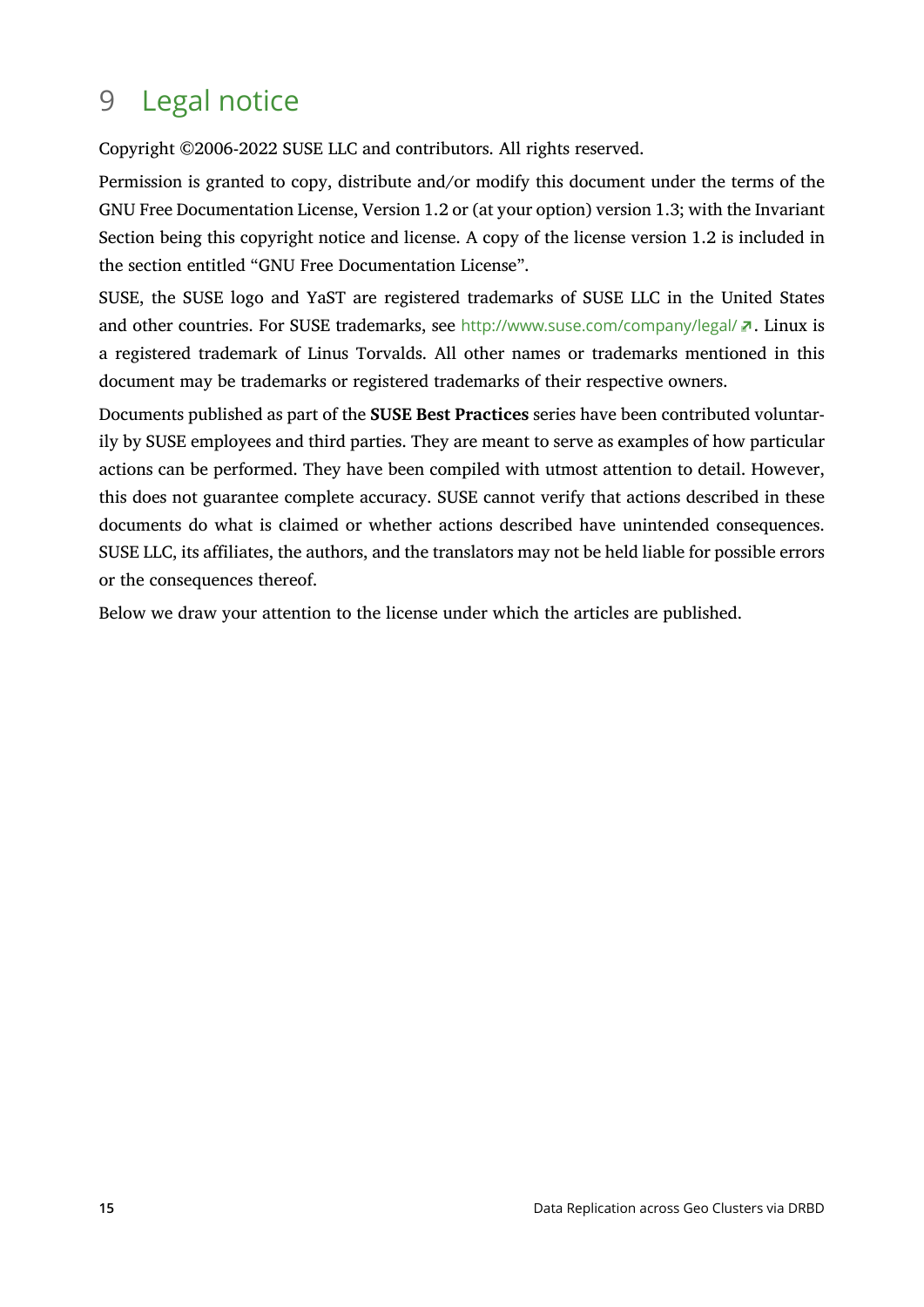# 9 Legal notice

Copyright ©2006-2022 SUSE LLC and contributors. All rights reserved.

Permission is granted to copy, distribute and/or modify this document under the terms of the GNU Free Documentation License, Version 1.2 or (at your option) version 1.3; with the Invariant Section being this copyright notice and license. A copy of the license version 1.2 is included in the section entitled "GNU Free Documentation License".

SUSE, the SUSE logo and YaST are registered trademarks of SUSE LLC in the United States and other countries. For SUSE trademarks, see http://www.suse.com/company/legal/. Linux is a registered trademark of Linus Torvalds. All other names or trademarks mentioned in this document may be trademarks or registered trademarks of their respective owners.

Documents published as part of the **SUSE Best Practices** series have been contributed voluntarily by SUSE employees and third parties. They are meant to serve as examples of how particular actions can be performed. They have been compiled with utmost attention to detail. However, this does not guarantee complete accuracy. SUSE cannot verify that actions described in these documents do what is claimed or whether actions described have unintended consequences. SUSE LLC, its affiliates, the authors, and the translators may not be held liable for possible errors or the consequences thereof.

Below we draw your attention to the license under which the articles are published.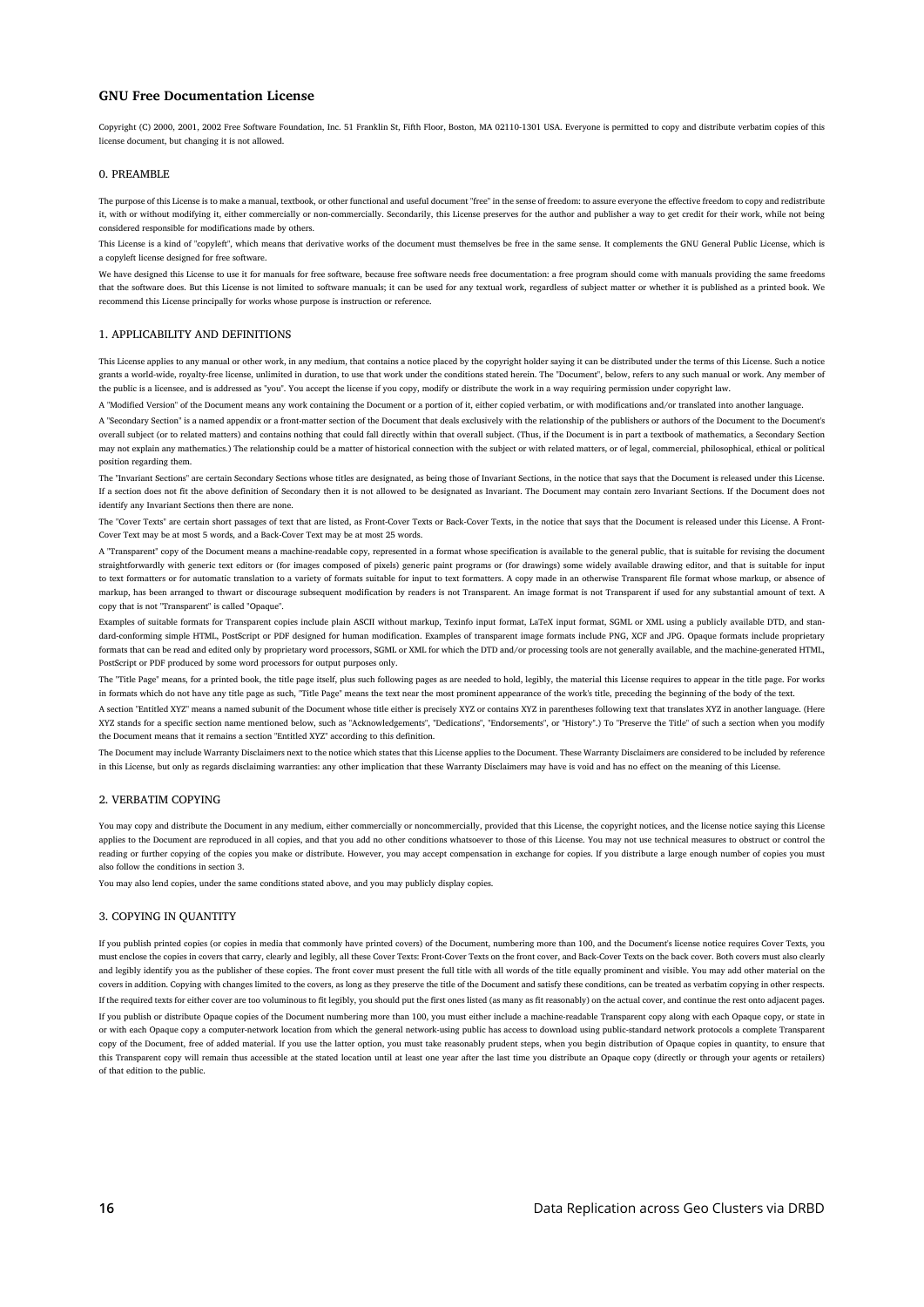## GNU Free Documentation License

Copyright (C) 2000, 2001, 2002 Free Software Foundation, Inc. 51 Franklin St, Fifth Floor, Boston, MA 02110-1301 USA. Everyone is permitted to copy and distribute verbatim copies of this license document, but changing it is not allowed.

### 0. PREAMBLE

The purpose of this License is to make a manual, textbook, or other functional and useful document "free" in the sense of freedom: to assure everyone the effective freedom to copy and redistribute it, with or without modifying it, either commercially or non-commercially. Secondarily, this License preserves for the author and publisher a way to get credit for their work, while not being considered responsible for modifications made by others.

This License is a kind of "copyleft", which means that derivative works of the document must themselves be free in the same sense. It complements the GNU General Public License, which is a copyleft license designed for free software.

We have designed this License to use it for manuals for free software, because free software needs free documentation: a free program should come with manuals providing the same freedoms that the software does. But this License is not limited to software manuals; it can be used for any textual work, regardless of subject matter or whether it is published as a printed book. We recommend this License principally for works whose purpose is instruction or reference.

### 1. APPLICABILITY AND DEFINITIONS

This License applies to any manual or other work, in any medium, that contains a notice placed by the copyright holder saying it can be distributed under the terms of this License. Such a notice grants a world-wide, royalty-free license, unlimited in duration, to use that work under the conditions stated herein. The "Document", below, refers to any such manual or work. Any member of the public is a licensee, and is addressed as "you". You accept the license if you copy, modify or distribute the work in a way requiring permission under copyright law.

A "Modified Version" of the Document means any work containing the Document or a portion of it, either copied verbatim, or with modifications and/or translated into another language.

A "Secondary Section" is a named appendix or a front-matter section of the Document that deals exclusively with the relationship of the publishers or authors of the Document to the Document's overall subject (or to related matters) and contains nothing that could fall directly within that overall subject. (Thus, if the Document is in part a textbook of mathematics, a Secondary Section may not explain any mathematics.) The relationship could be a matter of historical connection with the subject or with related matters, or of legal, commercial, philosophical, ethical or political position regarding them.

The "Invariant Sections" are certain Secondary Sections whose titles are designated, as being those of Invariant Sections, in the notice that says that the Document is released under this License. If a section does not fit the above definition of Secondary then it is not allowed to be designated as Invariant. The Document may contain zero Invariant Sections. If the Document does not identify any Invariant Sections then there are none.

The "Cover Texts" are certain short passages of text that are listed, as Front-Cover Texts or Back-Cover Texts, in the notice that says that the Document is released under this License. A Front-Cover Text may be at most 5 words, and a Back-Cover Text may be at most 25 words.

A "Transparent" copy of the Document means a machine-readable copy, represented in a format whose specification is available to the general public, that is suitable for revising the document straightforwardly with generic text editors or (for images composed of pixels) generic paint programs or (for drawings) some widely available drawing editor, and that is suitable for input to text formatters or for automatic translation to a variety of formats suitable for input to text formatters. A copy made in an otherwise Transparent file format whose markup, or absence of markup, has been arranged to thwart or discourage subsequent modification by readers is not Transparent. An image format is not Transparent if used for any substantial amount of text. A copy that is not "Transparent" is called "Opaque".

Examples of suitable formats for Transparent copies include plain ASCII without markup, Texinfo input format, LaTeX input format, SGML or XML using a publicly available DTD, and standard-conforming simple HTML, PostScript or PDF designed for human modification. Examples of transparent image formats include PNG, XCF and JPG. Opaque formats include proprietary formats that can be read and edited only by proprietary word processors, SGML or XML for which the DTD and/or processing tools are not generally available, and the machine-generated HTML, PostScript or PDF produced by some word processors for output purposes only.

The "Title Page" means, for a printed book, the title page itself, plus such following pages as are needed to hold, legibly, the material this License requires to appear in the title page. For works in formats which do not have any title page as such, "Title Page" means the text near the most prominent appearance of the work's title, preceding the beginning of the body of the text.

A section "Entitled XYZ" means a named subunit of the Document whose title either is precisely XYZ or contains XYZ in parentheses following text that translates XYZ in another language. (Here XYZ stands for a specific section name mentioned below, such as "Acknowledgements", "Dedications", "Endorsements", or "History".) To "Preserve the Title" of such a section when you modify the Document means that it remains a section "Entitled XYZ" according to this definition.

The Document may include Warranty Disclaimers next to the notice which states that this License applies to the Document. These Warranty Disclaimers are considered to be included by reference in this License, but only as regards disclaiming warranties: any other implication that these Warranty Disclaimers may have is void and has no effect on the meaning of this License.

### 2. VERBATIM COPYING

You may copy and distribute the Document in any medium, either commercially or noncommercially, provided that this License, the copyright notices, and the license notice saying this License applies to the Document are reproduced in all copies, and that you add no other conditions whatsoever to those of this License. You may not use technical measures to obstruct or control the reading or further copying of the copies you make or distribute. However, you may accept compensation in exchange for copies. If you distribute a large enough number of copies you must also follow the conditions in section 3.

You may also lend copies, under the same conditions stated above, and you may publicly display copies.

### 3. COPYING IN QUANTITY

If you publish printed copies (or copies in media that commonly have printed covers) of the Document, numbering more than 100, and the Document's license notice requires Cover Texts, you must enclose the copies in covers that carry, clearly and legibly, all these Cover Texts: Front-Cover Texts on the front cover, and Back-Cover Texts on the back cover. Both covers must also clearly and legibly identify you as the publisher of these copies. The front cover must present the full title with all words of the title equally prominent and visible. You may add other material on the covers in addition. Copying with changes limited to the covers, as long as they preserve the title of the Document and satisfy these conditions, can be treated as verbatim copying in other respects.

If the required texts for either cover are too voluminous to fit legibly, you should put the first ones listed (as many as fit reasonably) on the actual cover, and continue the rest onto adjacent pages.

If you publish or distribute Opaque copies of the Document numbering more than 100, you must either include a machine-readable Transparent copy along with each Opaque copy, or state in or with each Opaque copy a computer-network location from which the general network-using public has access to download using public-standard network protocols a complete Transparent copy of the Document, free of added material. If you use the latter option, you must take reasonably prudent steps, when you begin distribution of Opaque copies in quantity, to ensure that this Transparent copy will remain thus accessible at the stated location until at least one year after the last time you distribute an Opaque copy (directly or through your agents or retailers) of that edition to the public.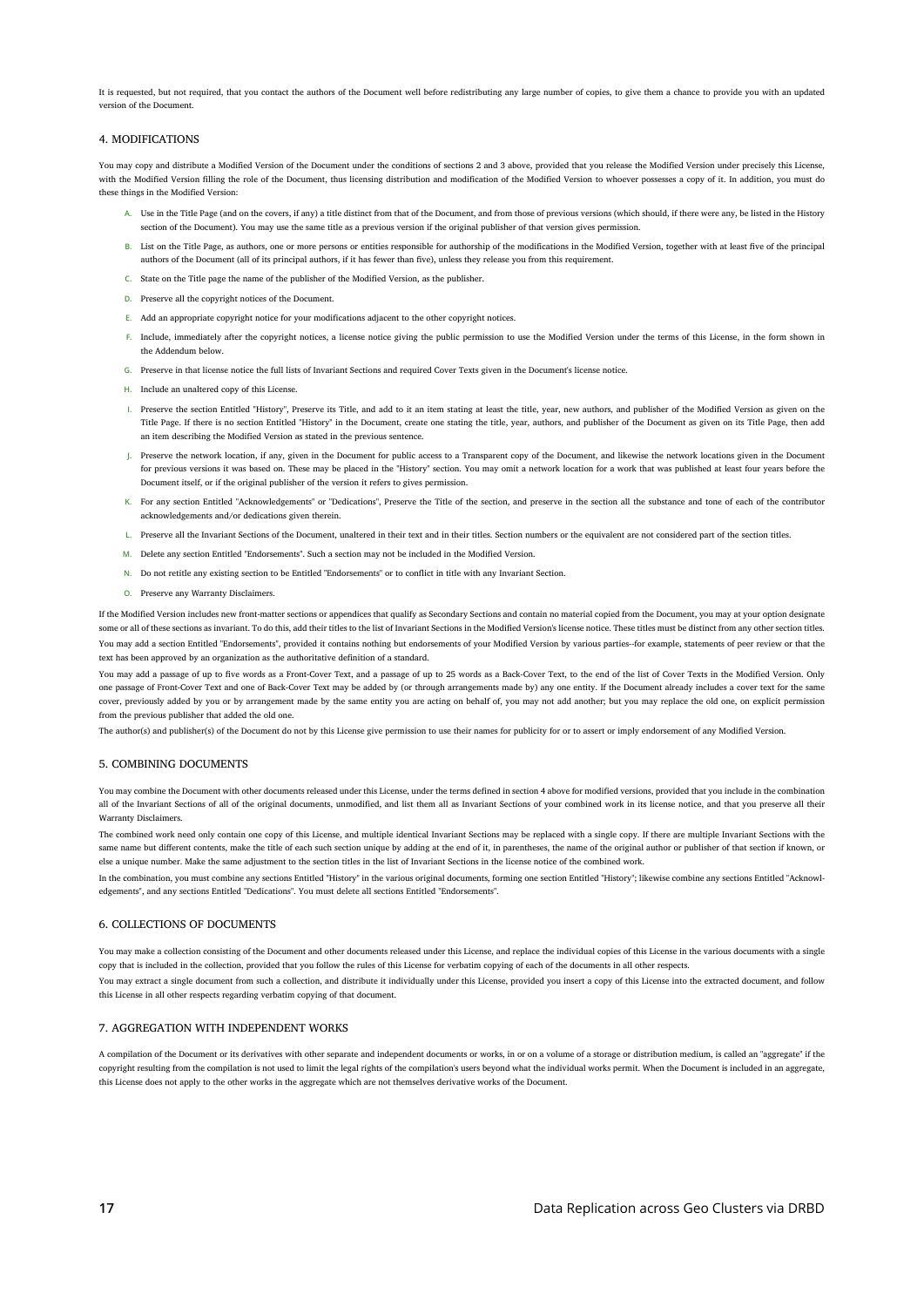It is requested, but not required, that you contact the authors of the Document well before redistributing any large number of copies, to give them a chance to provide you with an updated version of the Document.

## 4. MODIFICATIONS

You may copy and distribute a Modified Version of the Document under the conditions of sections 2 and 3 above, provided that you release the Modified Version under precisely this License, with the Modified Version filling the role of the Document, thus licensing distribution and modification of the Modified Version to whoever possesses a copy of it. In addition, you must do these things in the Modified Version:

A. Use in the Title Page (and on the covers, if any) a title distinct from that of the Document, and from those of previous versions (which should, if there were any, be listed in the History section of the Document). You may use the same title as a previous version if the original publisher of that version gives permission.

B. List on the Title Page, as authors, one or more persons or entities responsible for authorship of the modifications in the Modified Version, together with at least five of the principal authors of the Document (all of its principal authors, if it has fewer than five), unless they release you from this requirement.

C. State on the Title page the name of the publisher of the Modified Version, as the publisher.

D. Preserve all the copyright notices of the Document.

E. Add an appropriate copyright notice for your modifications adjacent to the other copyright notices.

F. Include, immediately after the copyright notices, a license notice giving the public permission to use the Modified Version under the terms of this License, in the form shown in the Addendum below.

G. Preserve in that license notice the full lists of Invariant Sections and required Cover Texts given in the Document's license notice.

H. Include an unaltered copy of this License.

I. Preserve the section Entitled "History", Preserve its Title, and add to it an item stating at least the title, year, new authors, and publisher of the Modified Version as given on the Title Page. If there is no section Entitled "History" in the Document, create one stating the title, year, authors, and publisher of the Document as given on its Title Page, then add an item describing the Modified Version as stated in the previous sentence.

J. Preserve the network location, if any, given in the Document for public access to a Transparent copy of the Document, and likewise the network locations given in the Document for previous versions it was based on. These may be placed in the "History" section. You may omit a network location for a work that was published at least four years before the Document itself, or if the original publisher of the version it refers to gives permission.

K. For any section Entitled "Acknowledgements" or "Dedications", Preserve the Title of the section, and preserve in the section all the substance and tone of each of the contributor acknowledgements and/or dedications given therein.

L. Preserve all the Invariant Sections of the Document, unaltered in their text and in their titles. Section numbers or the equivalent are not considered part of the section titles.

M. Delete any section Entitled "Endorsements". Such a section may not be included in the Modified Version.

N. Do not retitle any existing section to be Entitled "Endorsements" or to conflict in title with any Invariant Section.

O. Preserve any Warranty Disclaimers.

If the Modified Version includes new front-matter sections or appendices that qualify as Secondary Sections and contain no material copied from the Document, you may at your option designate some or all of these sections as invariant. To do this, add their titles to the list of Invariant Sections in the Modified Version's license notice. These titles must be distinct from any other section titles.

You may add a section Entitled "Endorsements", provided it contains nothing but endorsements of your Modified Version by various parties--for example, statements of peer review or that the text has been approved by an organization as the authoritative definition of a standard.

You may add a passage of up to five words as a Front-Cover Text, and a passage of up to 25 words as a Back-Cover Text, to the end of the list of Cover Texts in the Modified Version. Only one passage of Front-Cover Text and one of Back-Cover Text may be added by (or through arrangements made by) any one entity. If the Document already includes a cover text for the same cover, previously added by you or by arrangement made by the same entity you are acting on behalf of, you may not add another; but you may replace the old one, on explicit permission from the previous publisher that added the old one.

The author(s) and publisher(s) of the Document do not by this License give permission to use their names for publicity for or to assert or imply endorsement of any Modified Version.

## 5. COMBINING DOCUMENTS

You may combine the Document with other documents released under this License, under the terms defined in section 4 above for modified versions, provided that you include in the combination all of the Invariant Sections of all of the original documents, unmodified, and list them all as Invariant Sections of your combined work in its license notice, and that you preserve all their Warranty Disclaimers.

The combined work need only contain one copy of this License, and multiple identical Invariant Sections may be replaced with a single copy. If there are multiple Invariant Sections with the same name but different contents, make the title of each such section unique by adding at the end of it, in parentheses, the name of the original author or publisher of that section if known, or else a unique number. Make the same adjustment to the section titles in the list of Invariant Sections in the license notice of the combined work.

In the combination, you must combine any sections Entitled "History" in the various original documents, forming one section Entitled "History"; likewise combine any sections Entitled "Acknowledgements", and any sections Entitled "Dedications". You must delete all sections Entitled "Endorsements".

## 6. COLLECTIONS OF DOCUMENTS

You may make a collection consisting of the Document and other documents released under this License, and replace the individual copies of this License in the various documents with a single copy that is included in the collection, provided that you follow the rules of this License for verbatim copying of each of the documents in all other respects.

You may extract a single document from such a collection, and distribute it individually under this License, provided you insert a copy of this License into the extracted document, and follow this License in all other respects regarding verbatim copying of that document.

## 7. AGGREGATION WITH INDEPENDENT WORKS

A compilation of the Document or its derivatives with other separate and independent documents or works, in or on a volume of a storage or distribution medium, is called an "aggregate" if the copyright resulting from the compilation is not used to limit the legal rights of the compilation's users beyond what the individual works permit. When the Document is included in an aggregate, this License does not apply to the other works in the aggregate which are not themselves derivative works of the Document.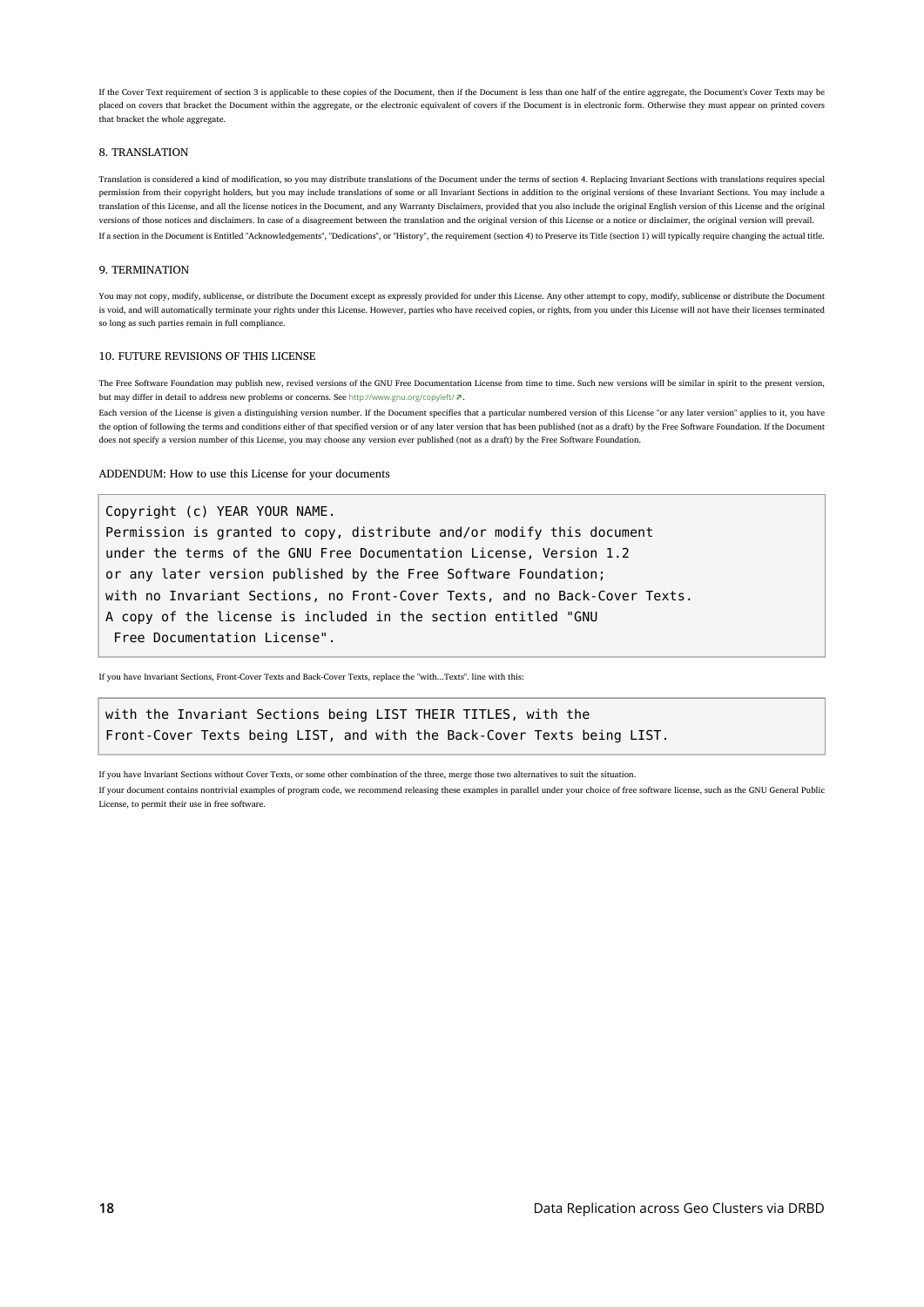If the Cover Text requirement of section 3 is applicable to these copies of the Document, then if the Document is less than one half of the entire aggregate, the Document's Cover Texts may be placed on covers that bracket the Document within the aggregate, or the electronic equivalent of covers if the Document is in electronic form. Otherwise they must appear on printed covers that bracket the whole aggregate.

## 8. TRANSLATION

Translation is considered a kind of modification, so you may distribute translations of the Document under the terms of section 4. Replacing Invariant Sections with translations requires special permission from their copyright holders, but you may include translations of some or all Invariant Sections in addition to the original versions of these Invariant Sections. You may include a translation of this License, and all the license notices in the Document, and any Warranty Disclaimers, provided that you also include the original English version of this License and the original versions of those notices and disclaimers. In case of a disagreement between the translation and the original version of this License or a notice or disclaimer, the original version will prevail.

If a section in the Document is Entitled "Acknowledgements", "Dedications", or "History", the requirement (section 4) to Preserve its Title (section 1) will typically require changing the actual title.

## 9. TERMINATION

You may not copy, modify, sublicense, or distribute the Document except as expressly provided for under this License. Any other attempt to copy, modify, sublicense or distribute the Document is void, and will automatically terminate your rights under this License. However, parties who have received copies, or rights, from you under this License will not have their licenses terminated so long as such parties remain in full compliance.

## 10. FUTURE REVISIONS OF THIS LICENSE

The Free Software Foundation may publish new, revised versions of the GNU Free Documentation License from time to time. Such new versions will be similar in spirit to the present version, but may differ in detail to address new problems or concerns. See http://www.gnu.org/copyleft/.

Each version of the License is given a distinguishing version number. If the Document specifies that a particular numbered version of this License "or any later version" applies to it, you have the option of following the terms and conditions either of that specified version or of any later version that has been published (not as a draft) by the Free Software Foundation. If the Document does not specify a version number of this License, you may choose any version ever published (not as a draft) by the Free Software Foundation.

## ADDENDUM: How to use this License for your documents

```
Copyright (c) YEAR YOUR NAME.
Permission is granted to copy, distribute and/or modify this document
under the terms of the GNU Free Documentation License, Version 1.2
or any later version published by the Free Software Foundation;
with no Invariant Sections, no Front-Cover Texts, and no Back-Cover Texts.
A copy of the license is included in the section entitled "GNU
 Free Documentation License".
```

If you have Invariant Sections, Front-Cover Texts and Back-Cover Texts, replace the "with...Texts". line with this:

```
with the Invariant Sections being LIST THEIR TITLES, with the
Front-Cover Texts being LIST, and with the Back-Cover Texts being LIST.
```

If you have Invariant Sections without Cover Texts, or some other combination of the three, merge those two alternatives to suit the situation.

If your document contains nontrivial examples of program code, we recommend releasing these examples in parallel under your choice of free software license, such as the GNU General Public License, to permit their use in free software.